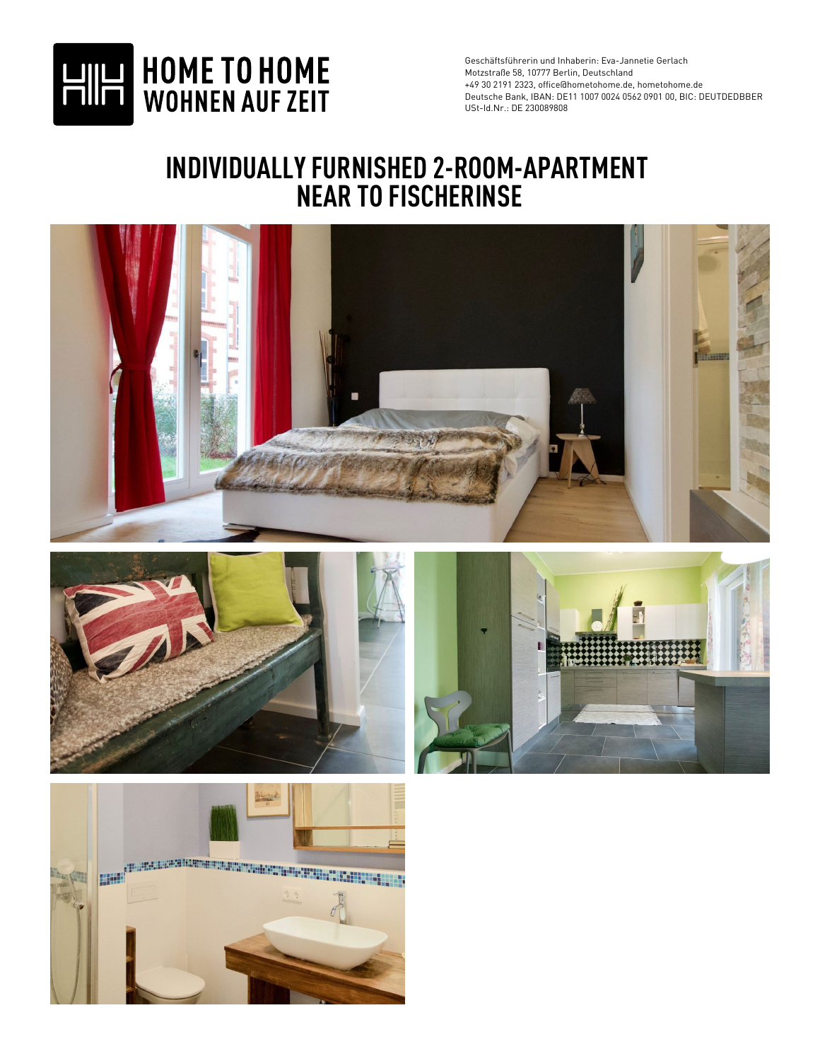HOME TO HOME
WOHNEN AUF ZEIT

Geschäftsführerin und Inhaberin: Eva-Jannetie Gerlach
Motzstraße 58, 10777 Berlin, Deutschland
+49 30 2191 2323, office@hometohome.de, hometohome.de
Deutsche Bank, IBAN: DE11 1007 0024 0562 0901 00, BIC: DEUTDEDBBER
USt-Id.Nr.: DE 230089808

# INDIVIDUALLY FURNISHED 2-ROOM-APARTMENT NEAR TO FISCHERINSE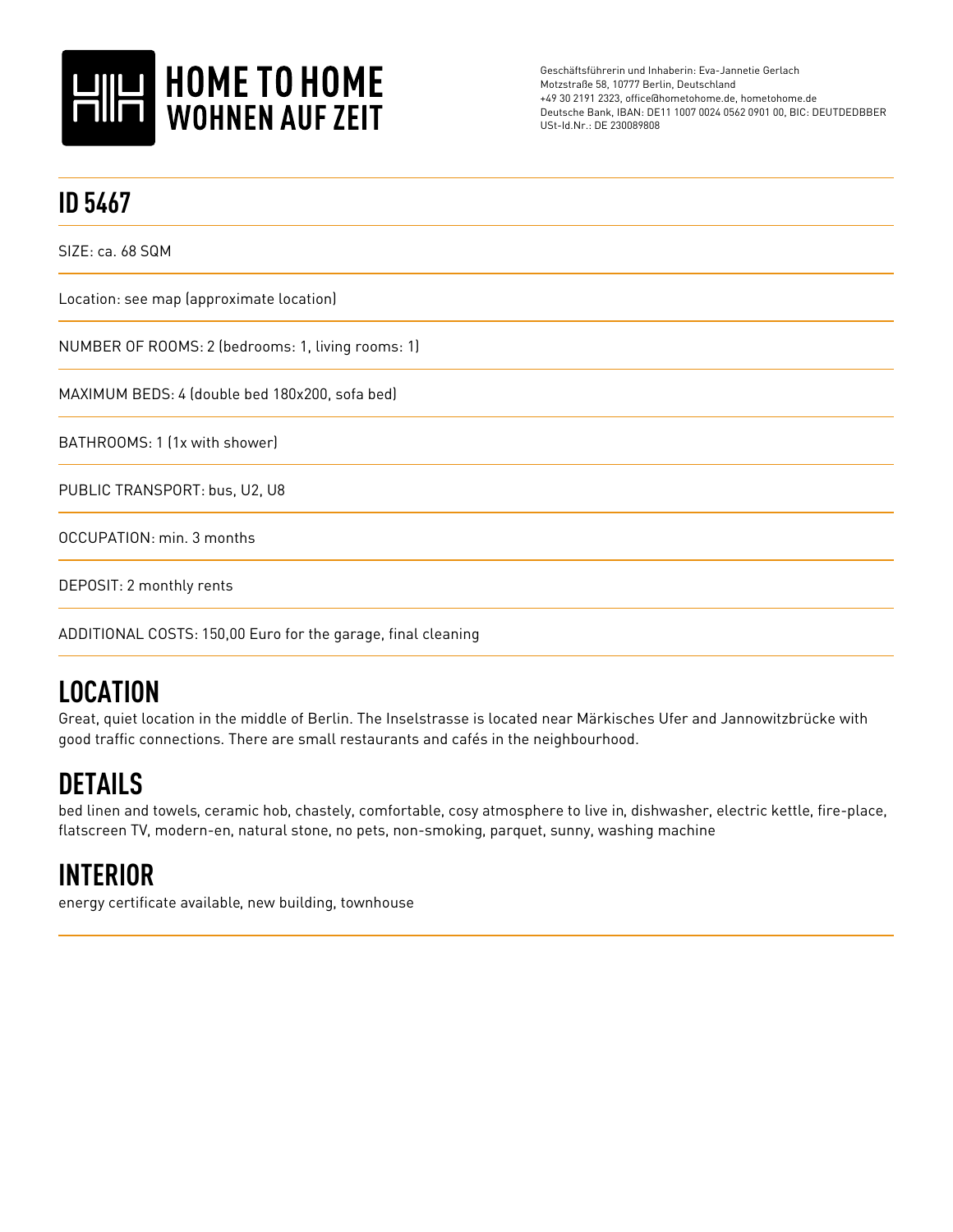HOME TO HOME
WOHNEN AUF ZEIT

Geschäftsführerin und Inhaberin: Eva-Jannetie Gerlach
Motzstraße 58, 10777 Berlin, Deutschland
+49 30 2191 2323, office@hometohome.de, hometohome.de
Deutsche Bank, IBAN: DE11 1007 0024 0562 0901 00, BIC: DEUTDEDBBER
USt-Id.Nr.: DE 230089808

# ID 5467

SIZE: ca. 68 SQM

Location: see map (approximate location)

NUMBER OF ROOMS: 2 (bedrooms: 1, living rooms: 1)

MAXIMUM BEDS: 4 (double bed 180x200, sofa bed)

BATHROOMS: 1 (1x with shower)

PUBLIC TRANSPORT: bus, U2, U8

OCCUPATION: min. 3 months

DEPOSIT: 2 monthly rents

ADDITIONAL COSTS: 150,00 Euro for the garage, final cleaning

## LOCATION

Great, quiet location in the middle of Berlin. The Inselstrasse is located near Märkisches Ufer and Jannowitzbrücke with good traffic connections. There are small restaurants and cafés in the neighbourhood.

## DETAILS

bed linen and towels, ceramic hob, chastely, comfortable, cosy atmosphere to live in, dishwasher, electric kettle, fire-place, flatscreen TV, modern-en, natural stone, no pets, non-smoking, parquet, sunny, washing machine

## INTERIOR

energy certificate available, new building, townhouse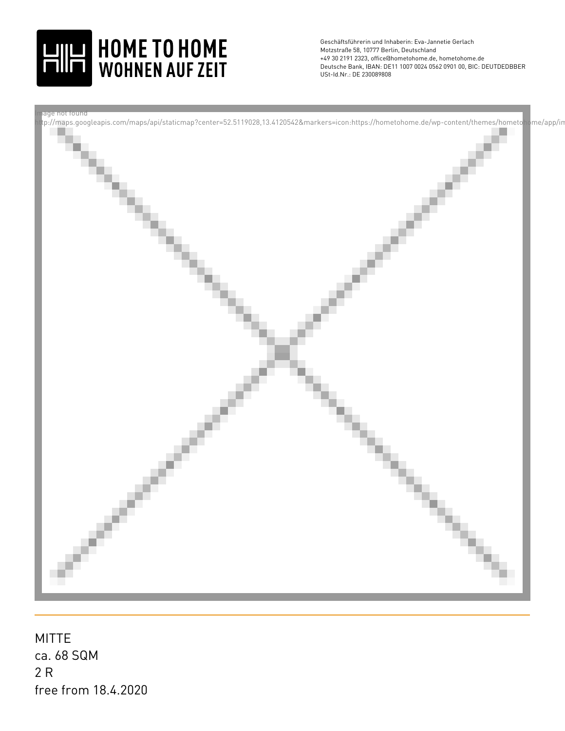MITTE
ca. 68 SQM
2 R
free from 18.4.2020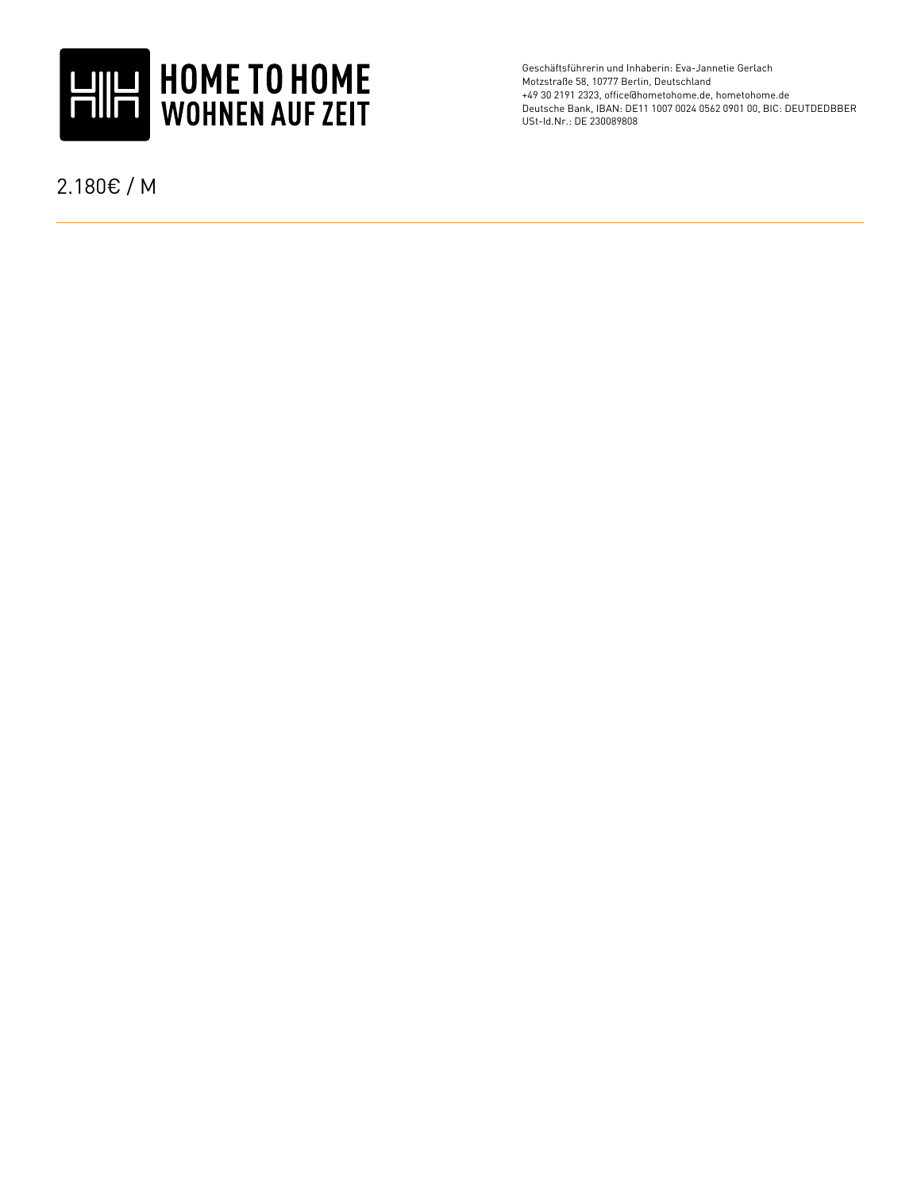HOME TO HOME
WOHNEN AUF ZEIT

Geschäftsführerin und Inhaberin: Eva-Jannetie Gerlach
Motzstraße 58, 10777 Berlin, Deutschland
+49 30 2191 2323, office@hometohome.de, hometohome.de
Deutsche Bank, IBAN: DE11 1007 0024 0562 0901 00, BIC: DEUTDEDBBER
USt-Id.Nr.: DE 230089808

2.180€ / M

---